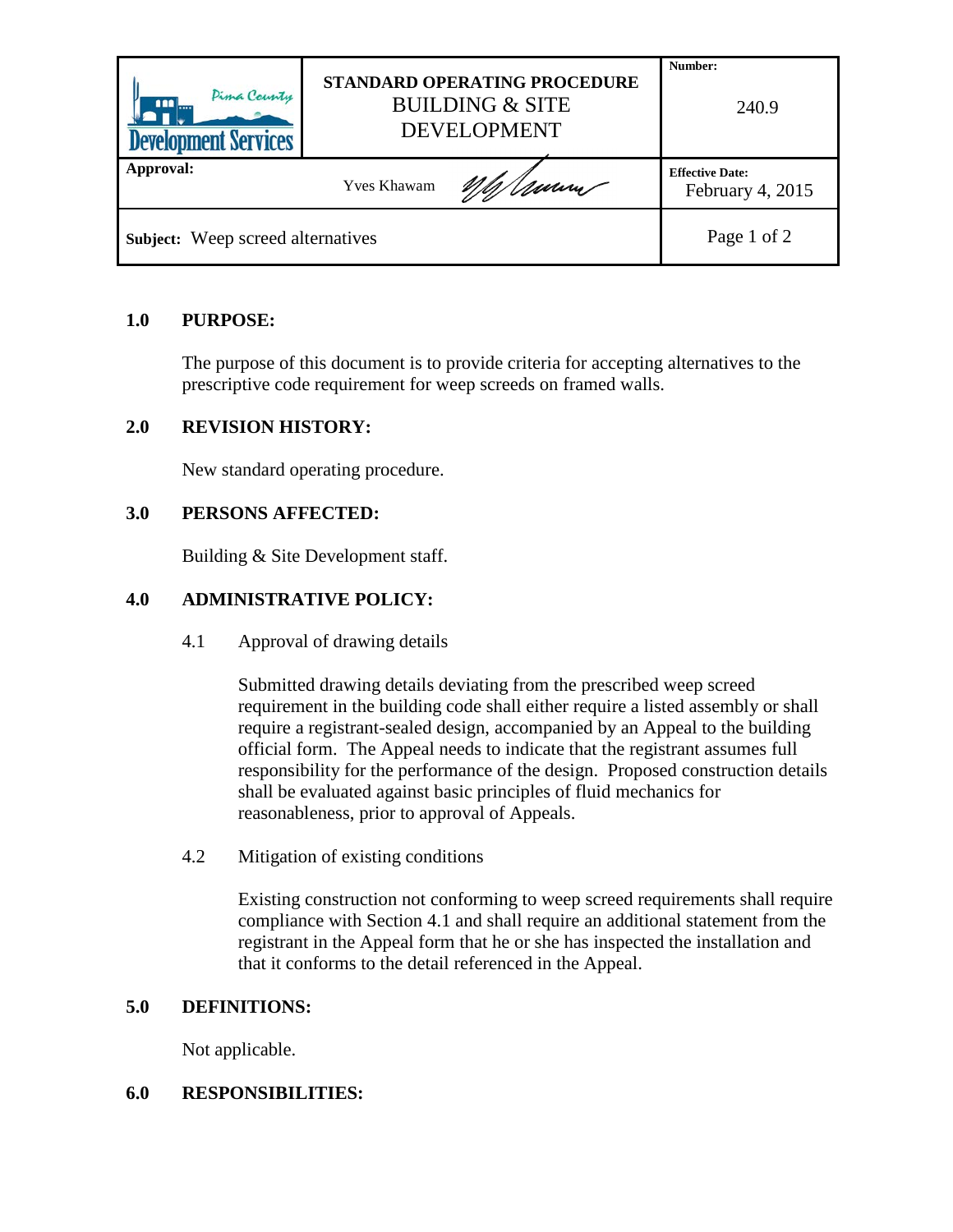| Pima County Development Services | STANDARD OPERATING PROCEDURE<br>BUILDING & SITE DEVELOPMENT | Number:<br>240.9 |
| --- | --- | --- |
| **Approval:** | Yves Khawam | **Effective Date:**<br>February 4, 2015 |
| **Subject:** Weep screed alternatives | | |

## 1.0 PURPOSE:

The purpose of this document is to provide criteria for accepting alternatives to the prescriptive code requirement for weep screeds on framed walls.

## 2.0 REVISION HISTORY:

New standard operating procedure.

## 3.0 PERSONS AFFECTED:

Building & Site Development staff.

## 4.0 ADMINISTRATIVE POLICY:

### 4.1 Approval of drawing details

Submitted drawing details deviating from the prescribed weep screed requirement in the building code shall either require a listed assembly or shall require a registrant-sealed design, accompanied by an Appeal to the building official form. The Appeal needs to indicate that the registrant assumes full responsibility for the performance of the design. Proposed construction details shall be evaluated against basic principles of fluid mechanics for reasonableness, prior to approval of Appeals.

### 4.2 Mitigation of existing conditions

Existing construction not conforming to weep screed requirements shall require compliance with Section 4.1 and shall require an additional statement from the registrant in the Appeal form that he or she has inspected the installation and that it conforms to the detail referenced in the Appeal.

## 5.0 DEFINITIONS:

Not applicable.

## 6.0 RESPONSIBILITIES: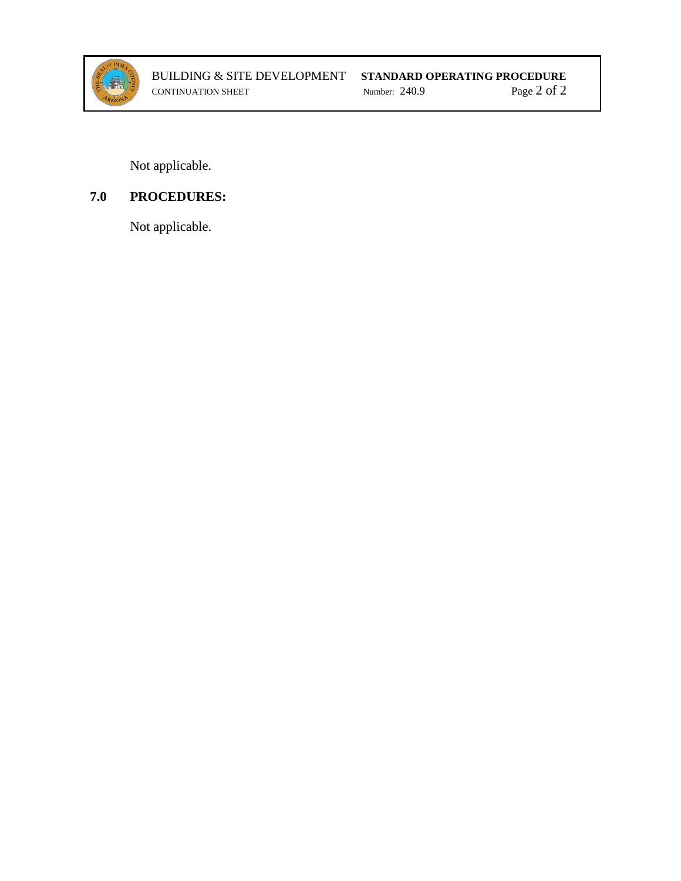Not applicable.

## 7.0 PROCEDURES:

Not applicable.